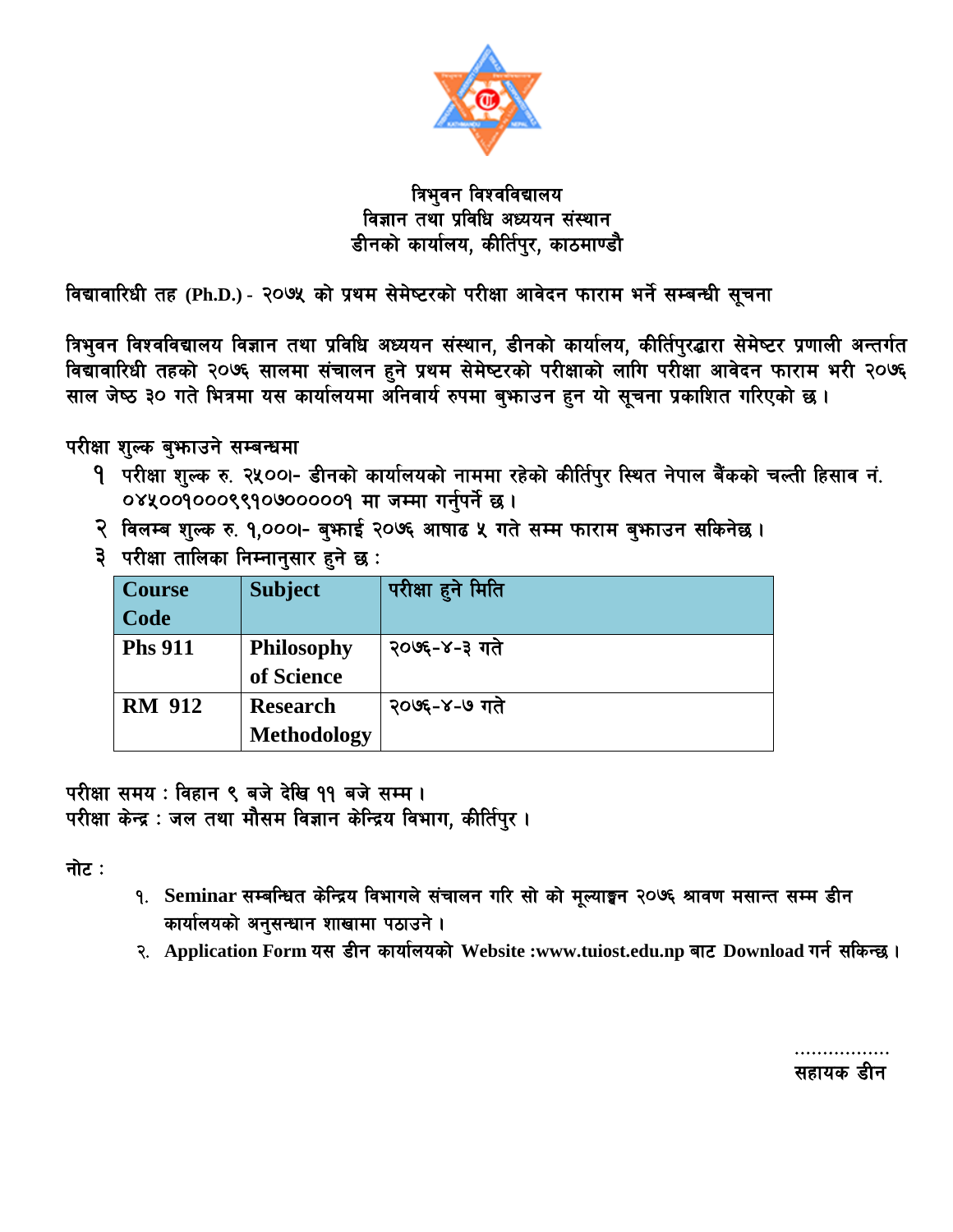त्रिभुवन विश्वविद्यालय
विज्ञान तथा प्रविधि अध्ययन संस्थान
डीनको कार्यालय, कीर्तिपुर, काठमाण्डौ

**विद्यावारिधी तह (Ph.D.) - २०७५ को प्रथम सेमेष्टरको परीक्षा आवेदन फाराम भर्ने सम्बन्धी सूचना**

त्रिभुवन विश्वविद्यालय विज्ञान तथा प्रविधि अध्ययन संस्थान, डीनको कार्यालय, कीर्तिपुरद्वारा सेमेष्टर प्रणाली अन्तर्गत विद्यावारिधी तहको २०७६ सालमा संचालन हुने प्रथम सेमेष्टरको परीक्षाको लागि परीक्षा आवेदन फाराम भरी २०७६ साल जेष्ठ ३० गते भित्रमा यस कार्यालयमा अनिवार्य रुपमा बुझाउन हुन यो सूचना प्रकाशित गरिएको छ।

परीक्षा शुल्क बुझाउने सम्बन्धमा

१ परीक्षा शुल्क रु. २५००।- डीनको कार्यालयको नाममा रहेको कीर्तिपुर स्थित नेपाल बैंकको चल्ती हिसाव नं. ०४५००१०००९९१०७००००००१ मा जम्मा गर्नुपर्ने छ।

२ विलम्ब शुल्क रु. १,०००।- बुझाई २०७६ आषाढ ५ गते सम्म फाराम बुझाउन सकिनेछ।

३ परीक्षा तालिका निम्नानुसार हुने छ :

| Course Code | Subject | परीक्षा हुने मिति |
|---|---|---|
| Phs 911 | Philosophy of Science | २०७६-४-३ गते |
| RM 912 | Research Methodology | २०७६-४-७ गते |

परीक्षा समय : विहान ९ बजे देखि ११ बजे सम्म।
परीक्षा केन्द्र : जल तथा मौसम विज्ञान केन्द्रिय विभाग, कीर्तिपुर।

नोट :

१. **Seminar** सम्बन्धित केन्द्रिय विभागले संचालन गरि सो को मूल्याङ्कन २०७६ श्रावण मसान्त सम्म डीन कार्यालयको अनुसन्धान शाखामा पठाउने।
२. **Application Form** यस डीन कार्यालयको **Website :www.tuiost.edu.np** बाट **Download** गर्न सकिन्छ।

.................
सहायक डीन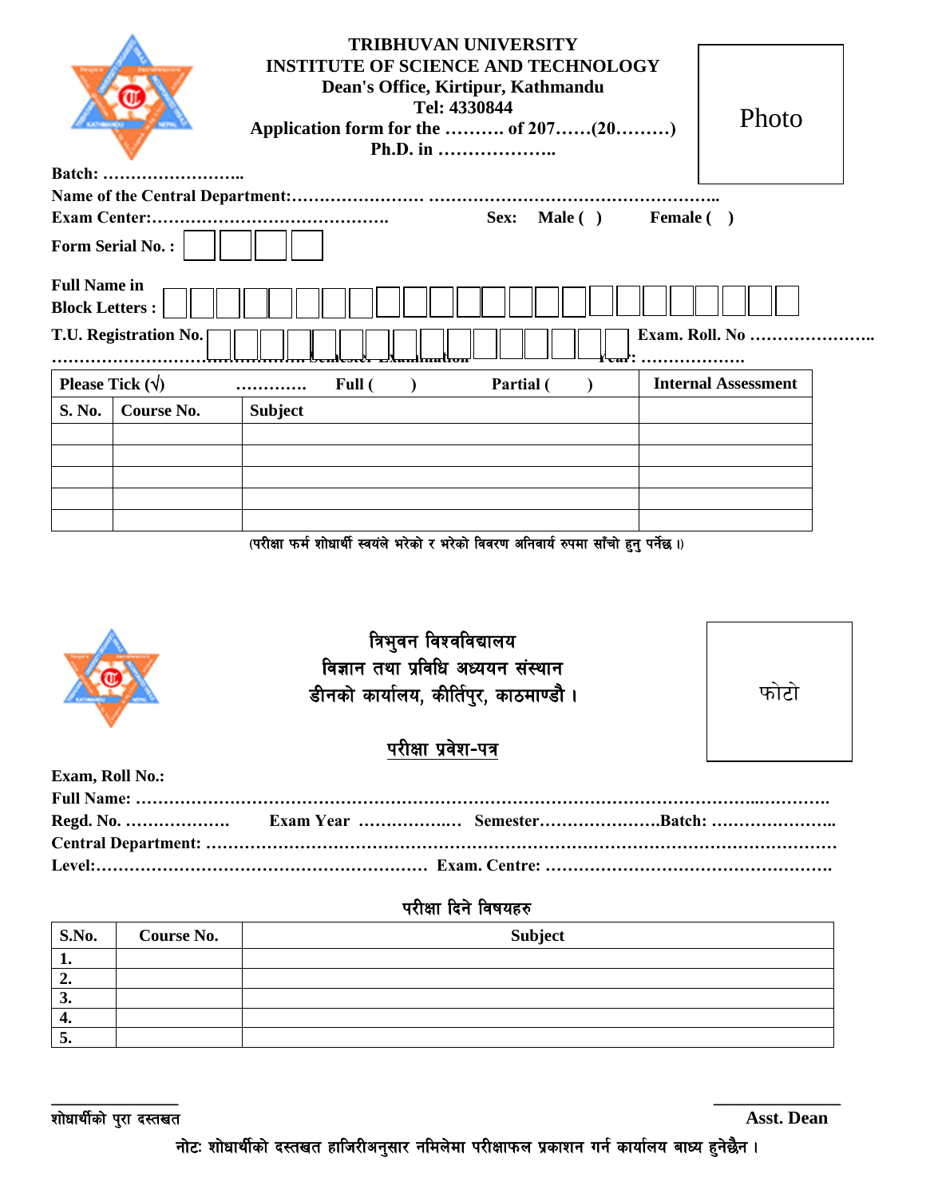**TRIBHUVAN UNIVERSITY**
**INSTITUTE OF SCIENCE AND TECHNOLOGY**
**Dean's Office, Kirtipur, Kathmandu**
**Tel: 4330844**
**Application form for the ………. of 207……(20………)**
**Ph.D. in ………………..**

Photo

**Batch: ……………………..**

**Name of the Central Department:…………………… …………………………………………..**

**Exam Center:…………………………………….** **Sex: Male ( ) Female ( )**

**Form Serial No. :** | | | | |

**Full Name in Block Letters :** | | | | | | | | | | | | | | | | | | | | | | | | |

**T.U. Registration No.** | | | | | | | | | | | | | | | | **Exam. Roll. No …………………..**

**……………………………………… Semester Examination Year: ………………**

| Please Tick (√) | ………… | Full ( ) | Partial ( ) | Internal Assessment |
|---|---|---|---|---|
| **S. No.** | **Course No.** | **Subject** | | |
| | | | | |
| | | | | |
| | | | | |
| | | | | |
| | | | | |

(परीक्षा फर्म शोधार्थी स्वयंले भरेको र भरेको विवरण अनिवार्य रुपमा साँचो हुनु पर्नेछ ।)

---

त्रिभुवन विश्वविद्यालय
विज्ञान तथा प्रविधि अध्ययन संस्थान
डीनको कार्यालय, कीर्तिपुर, काठमाण्डौ ।

फोटो

**परीक्षा प्रवेश-पत्र**

**Exam, Roll No.:**

**Full Name: ……………………………………………………………………………………………..………….**

**Regd. No. ………………. Exam Year ………………. Semester………………….Batch: …………………..**

**Central Department: ……………………………………………………………………………………………**

**Level:…………………………………………………. Exam. Centre: ……………………………………………**

परीक्षा दिने विषयहरु

| S.No. | Course No. | Subject |
|---|---|---|
| 1. | | |
| 2. | | |
| 3. | | |
| 4. | | |
| 5. | | |

______________
शोधार्थीको पुरा दस्तखत

______________
**Asst. Dean**

नोटः शोधार्थीको दस्तखत हाजिरीअनुसार नमिलेमा परीक्षाफल प्रकाशन गर्न कार्यालय बाध्य हुनेछैन ।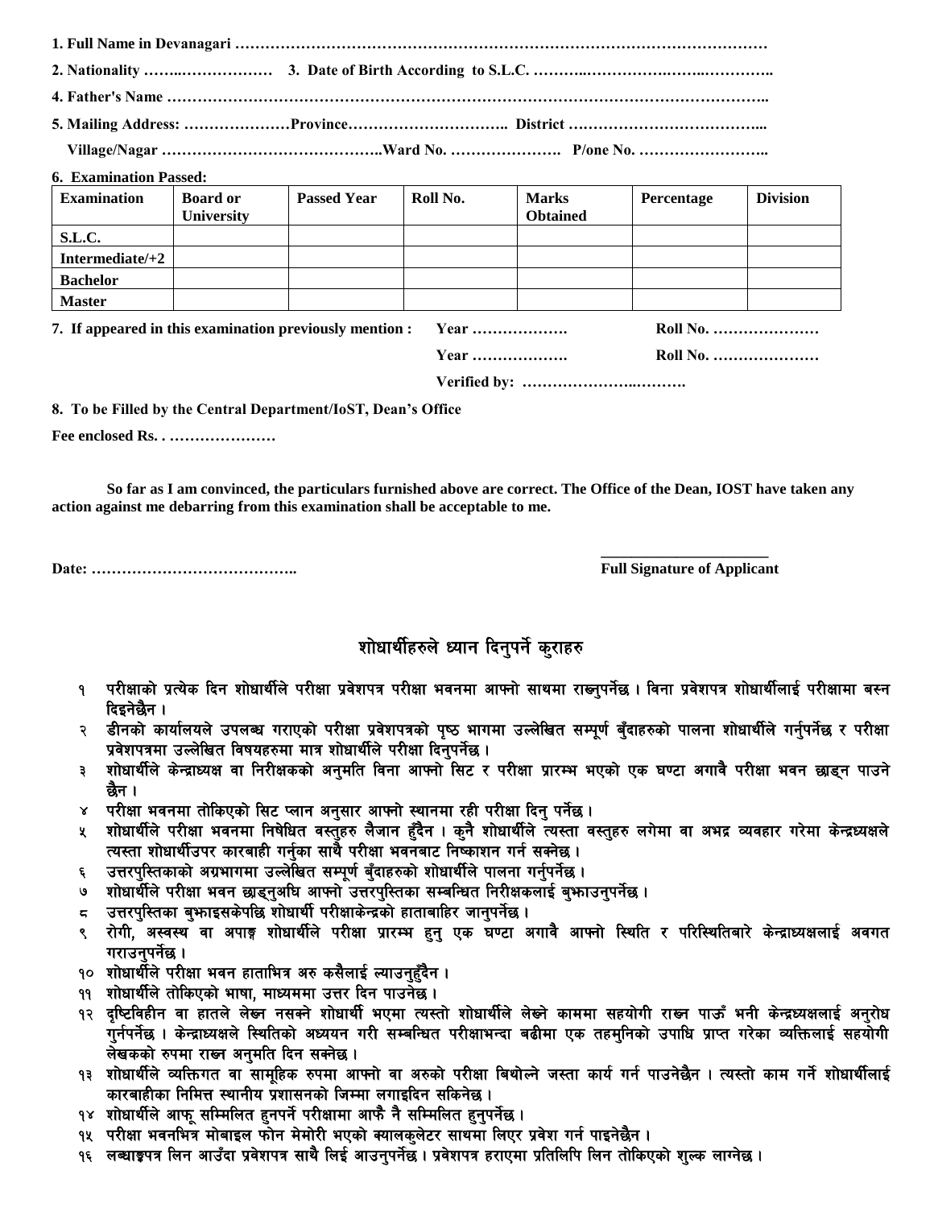**1. Full Name in Devanagari ………………………………………………………………………………………………**

**2. Nationality ……..………………  3. Date of Birth According to S.L.C. ………..……………….……..…………..**

**4. Father's Name ……………………………………………………………………………………………………..**

**5. Mailing Address: …………………Province………………………….. District ………………………………...**

**Village/Nagar ……………………………………..Ward No. …………………. P/one No. ……………………..**

**6. Examination Passed:**

| Examination | Board or University | Passed Year | Roll No. | Marks Obtained | Percentage | Division |
|---|---|---|---|---|---|---|
| S.L.C. | | | | | | |
| Intermediate/+2 | | | | | | |
| Bachelor | | | | | | |
| Master | | | | | | |

**7. If appeared in this examination previously mention : Year ………………. Roll No. …………………**

**Year ………………. Roll No. …………………**

**Verified by: ………………..……….**

**8. To be Filled by the Central Department/IoST, Dean's Office**

**Fee enclosed Rs. . …………………**

**So far as I am convinced, the particulars furnished above are correct. The Office of the Dean, IOST have taken any action against me debarring from this examination shall be acceptable to me.**

**Date: …………………………………..**

**Full Signature of Applicant**

## शोधार्थीहरुले ध्यान दिनुपर्ने कुराहरु

१ परीक्षाको प्रत्येक दिन शोधार्थीले परीक्षा प्रवेशपत्र परीक्षा भवनमा आफ्नो साथमा राख्नुपर्नेछ । विना प्रवेशपत्र शोधार्थीलाई परीक्षामा बस्न दिइनेछैन ।

२ डीनको कार्यालयले उपलब्ध गराएको परीक्षा प्रवेशपत्रको पृष्ठ भागमा उल्लेखित सम्पूर्ण बुँदाहरुको पालना शोधार्थीले गर्नुपर्नेछ र परीक्षा प्रवेशपत्रमा उल्लेखित विषयहरुमा मात्र शोधार्थीले परीक्षा दिनुपर्नेछ ।

३ शोधार्थीले केन्द्राध्यक्ष वा निरीक्षकको अनुमति विना आफ्नो सिट र परीक्षा प्रारम्भ भएको एक घण्टा अगावै परीक्षा भवन छाड्न पाउने छैन ।

४ परीक्षा भवनमा तोकिएको सिट प्लान अनुसार आफ्नो स्थानमा रही परीक्षा दिनु पर्नेछ ।

५ शोधार्थीले परीक्षा भवनमा निषेधित वस्तुहरु लैजान हुँदैन । कुनै शोधार्थीले त्यस्ता वस्तुहरु लगेमा वा अभद्र व्यवहार गरेमा केन्द्रध्यक्षले त्यस्ता शोधार्थीउपर कारबाही गर्नुका साथै परीक्षा भवनबाट निष्काशन गर्न सक्नेछ ।

६ उत्तरपुस्तिकाको अग्रभागमा उल्लेखित सम्पूर्ण बुँदाहरुको शोधार्थीले पालना गर्नुपर्नेछ ।

७ शोधार्थीले परीक्षा भवन छाड्नुअघि आफ्नो उत्तरपुस्तिका सम्बन्धित निरीक्षकलाई बुझाउनुपर्नेछ ।

८ उत्तरपुस्तिका बुझाइसकेपछि शोधार्थी परीक्षाकेन्द्रको हाताबाहिर जानुपर्नेछ ।

९ रोगी, अस्वस्थ वा अपाङ्ग शोधार्थीले परीक्षा प्रारम्भ हुनु एक घण्टा अगावै आफ्नो स्थिति र परिस्थितिबारे केन्द्राध्यक्षलाई अवगत गराउनुपर्नेछ ।

१० शोधार्थीले परीक्षा भवन हाताभित्र अरु कसैलाई ल्याउनुहुँदैन ।

११ शोधार्थीले तोकिएको भाषा, माध्यममा उत्तर दिन पाउनेछ ।

१२ दृष्टिविहीन वा हातले लेख्न नसक्ने शोधार्थी भएमा त्यस्तो शोधार्थीले लेख्ने काममा सहयोगी राख्न पाऊँ भनी केन्द्रध्यक्षलाई अनुरोध गुर्नपर्नेछ । केन्द्राध्यक्षले स्थितिको अध्ययन गरी सम्बन्धित परीक्षाभन्दा बढीमा एक तहमुनिको उपाधि प्राप्त गरेका व्यक्तिलाई सहयोगी लेखकको रुपमा राख्न अनुमति दिन सक्नेछ ।

१३ शोधार्थीले व्यक्तिगत वा सामूहिक रुपमा आफ्नो वा अरुको परीक्षा बिथोल्ने जस्ता कार्य गर्न पाउनेछैन । त्यस्तो काम गर्ने शोधार्थीलाई कारबाहीका निमित्त स्थानीय प्रशासनको जिम्मा लगाइदिन सकिनेछ ।

१४ शोधार्थीले आफू सम्मिलित हुनपर्ने परीक्षामा आफै नै सम्मिलित हुनुपर्नेछ ।

१५ परीक्षा भवनभित्र मोबाइल फोन मेमोरी भएको क्यालकुलेटर साथमा लिएर प्रवेश गर्न पाइनेछैन ।

१६ लब्धाङ्कपत्र लिन आउँदा प्रवेशपत्र साथै लिई आउनुपर्नेछ । प्रवेशपत्र हराएमा प्रतिलिपि लिन तोकिएको शुल्क लाग्नेछ ।